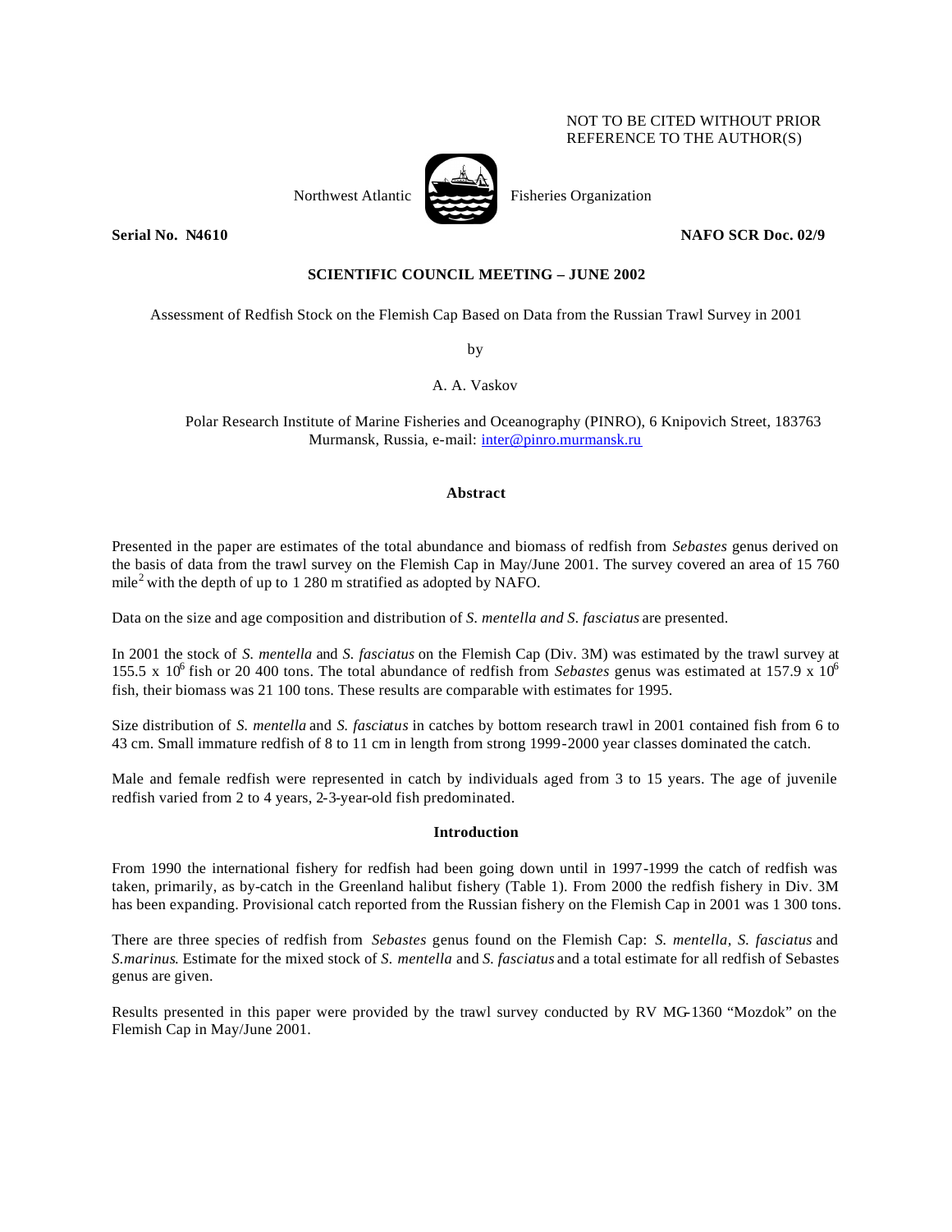NOT TO BE CITED WITHOUT PRIOR REFERENCE TO THE AUTHOR(S)

Northwest Atlantic Fisheries Organization

**Serial No. N4610** **NAFO SCR Doc. 02/9**

**SCIENTIFIC COUNCIL MEETING – JUNE 2002**

Assessment of Redfish Stock on the Flemish Cap Based on Data from the Russian Trawl Survey in 2001

by

A. A. Vaskov

Polar Research Institute of Marine Fisheries and Oceanography (PINRO), 6 Knipovich Street, 183763 Murmansk, Russia, e-mail: inter@pinro.murmansk.ru

## Abstract

Presented in the paper are estimates of the total abundance and biomass of redfish from *Sebastes* genus derived on the basis of data from the trawl survey on the Flemish Cap in May/June 2001. The survey covered an area of 15 760 mile$^2$ with the depth of up to 1 280 m stratified as adopted by NAFO.

Data on the size and age composition and distribution of *S. mentella and S. fasciatus* are presented.

In 2001 the stock of *S. mentella* and *S. fasciatus* on the Flemish Cap (Div. 3M) was estimated by the trawl survey at 155.5 x $10^6$ fish or 20 400 tons. The total abundance of redfish from *Sebastes* genus was estimated at 157.9 x $10^6$ fish, their biomass was 21 100 tons. These results are comparable with estimates for 1995.

Size distribution of *S. mentella* and *S. fasciatus* in catches by bottom research trawl in 2001 contained fish from 6 to 43 cm. Small immature redfish of 8 to 11 cm in length from strong 1999-2000 year classes dominated the catch.

Male and female redfish were represented in catch by individuals aged from 3 to 15 years. The age of juvenile redfish varied from 2 to 4 years, 2-3-year-old fish predominated.

## Introduction

From 1990 the international fishery for redfish had been going down until in 1997-1999 the catch of redfish was taken, primarily, as by-catch in the Greenland halibut fishery (Table 1). From 2000 the redfish fishery in Div. 3M has been expanding. Provisional catch reported from the Russian fishery on the Flemish Cap in 2001 was 1 300 tons.

There are three species of redfish from *Sebastes* genus found on the Flemish Cap: *S. mentella, S. fasciatus* and *S.marinus*. Estimate for the mixed stock of *S. mentella* and *S. fasciatus* and a total estimate for all redfish of Sebastes genus are given.

Results presented in this paper were provided by the trawl survey conducted by RV MG-1360 "Mozdok" on the Flemish Cap in May/June 2001.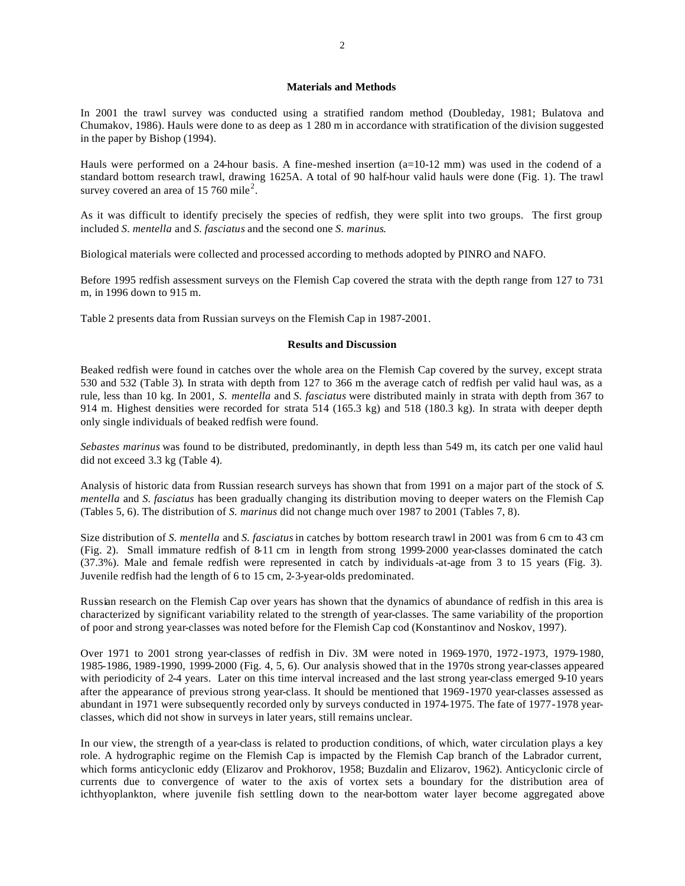## Materials and Methods

In 2001 the trawl survey was conducted using a stratified random method (Doubleday, 1981; Bulatova and Chumakov, 1986). Hauls were done to as deep as 1 280 m in accordance with stratification of the division suggested in the paper by Bishop (1994).

Hauls were performed on a 24-hour basis. A fine-meshed insertion (a=10-12 mm) was used in the codend of a standard bottom research trawl, drawing 1625A. A total of 90 half-hour valid hauls were done (Fig. 1). The trawl survey covered an area of 15 760 mile$^2$.

As it was difficult to identify precisely the species of redfish, they were split into two groups. The first group included *S. mentella* and *S. fasciatus* and the second one *S. marinus*.

Biological materials were collected and processed according to methods adopted by PINRO and NAFO.

Before 1995 redfish assessment surveys on the Flemish Cap covered the strata with the depth range from 127 to 731 m, in 1996 down to 915 m.

Table 2 presents data from Russian surveys on the Flemish Cap in 1987-2001.

## Results and Discussion

Beaked redfish were found in catches over the whole area on the Flemish Cap covered by the survey, except strata 530 and 532 (Table 3). In strata with depth from 127 to 366 m the average catch of redfish per valid haul was, as a rule, less than 10 kg. In 2001, *S. mentella* and *S. fasciatus* were distributed mainly in strata with depth from 367 to 914 m. Highest densities were recorded for strata 514 (165.3 kg) and 518 (180.3 kg). In strata with deeper depth only single individuals of beaked redfish were found.

*Sebastes marinus* was found to be distributed, predominantly, in depth less than 549 m, its catch per one valid haul did not exceed 3.3 kg (Table 4).

Analysis of historic data from Russian research surveys has shown that from 1991 on a major part of the stock of *S. mentella* and *S. fasciatus* has been gradually changing its distribution moving to deeper waters on the Flemish Cap (Tables 5, 6). The distribution of *S. marinus* did not change much over 1987 to 2001 (Tables 7, 8).

Size distribution of *S. mentella* and *S. fasciatus* in catches by bottom research trawl in 2001 was from 6 cm to 43 cm (Fig. 2). Small immature redfish of 8-11 cm in length from strong 1999-2000 year-classes dominated the catch (37.3%). Male and female redfish were represented in catch by individuals-at-age from 3 to 15 years (Fig. 3). Juvenile redfish had the length of 6 to 15 cm, 2-3-year-olds predominated.

Russian research on the Flemish Cap over years has shown that the dynamics of abundance of redfish in this area is characterized by significant variability related to the strength of year-classes. The same variability of the proportion of poor and strong year-classes was noted before for the Flemish Cap cod (Konstantinov and Noskov, 1997).

Over 1971 to 2001 strong year-classes of redfish in Div. 3M were noted in 1969-1970, 1972-1973, 1979-1980, 1985-1986, 1989-1990, 1999-2000 (Fig. 4, 5, 6). Our analysis showed that in the 1970s strong year-classes appeared with periodicity of 2-4 years. Later on this time interval increased and the last strong year-class emerged 9-10 years after the appearance of previous strong year-class. It should be mentioned that 1969-1970 year-classes assessed as abundant in 1971 were subsequently recorded only by surveys conducted in 1974-1975. The fate of 1977-1978 year-classes, which did not show in surveys in later years, still remains unclear.

In our view, the strength of a year-class is related to production conditions, of which, water circulation plays a key role. A hydrographic regime on the Flemish Cap is impacted by the Flemish Cap branch of the Labrador current, which forms anticyclonic eddy (Elizarov and Prokhorov, 1958; Buzdalin and Elizarov, 1962). Anticyclonic circle of currents due to convergence of water to the axis of vortex sets a boundary for the distribution area of ichthyoplankton, where juvenile fish settling down to the near-bottom water layer become aggregated above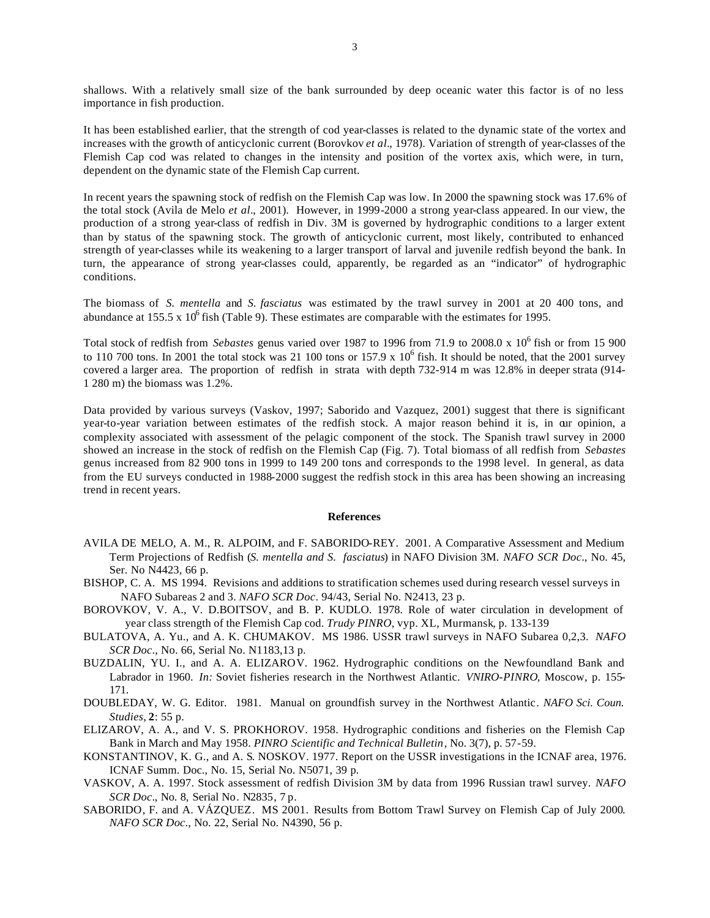shallows. With a relatively small size of the bank surrounded by deep oceanic water this factor is of no less importance in fish production.

It has been established earlier, that the strength of cod year-classes is related to the dynamic state of the vortex and increases with the growth of anticyclonic current (Borovkov *et al*., 1978). Variation of strength of year-classes of the Flemish Cap cod was related to changes in the intensity and position of the vortex axis, which were, in turn, dependent on the dynamic state of the Flemish Cap current.

In recent years the spawning stock of redfish on the Flemish Cap was low. In 2000 the spawning stock was 17.6% of the total stock (Avila de Melo *et al*., 2001). However, in 1999-2000 a strong year-class appeared. In our view, the production of a strong year-class of redfish in Div. 3M is governed by hydrographic conditions to a larger extent than by status of the spawning stock. The growth of anticyclonic current, most likely, contributed to enhanced strength of year-classes while its weakening to a larger transport of larval and juvenile redfish beyond the bank. In turn, the appearance of strong year-classes could, apparently, be regarded as an "indicator" of hydrographic conditions.

The biomass of *S. mentella* and *S. fasciatus* was estimated by the trawl survey in 2001 at 20 400 tons, and abundance at 155.5 x $10^6$ fish (Table 9). These estimates are comparable with the estimates for 1995.

Total stock of redfish from *Sebastes* genus varied over 1987 to 1996 from 71.9 to 2008.0 x $10^6$ fish or from 15 900 to 110 700 tons. In 2001 the total stock was 21 100 tons or 157.9 x $10^6$ fish. It should be noted, that the 2001 survey covered a larger area. The proportion of redfish in strata with depth 732-914 m was 12.8% in deeper strata (914-1 280 m) the biomass was 1.2%.

Data provided by various surveys (Vaskov, 1997; Saborido and Vazquez, 2001) suggest that there is significant year-to-year variation between estimates of the redfish stock. A major reason behind it is, in our opinion, a complexity associated with assessment of the pelagic component of the stock. The Spanish trawl survey in 2000 showed an increase in the stock of redfish on the Flemish Cap (Fig. 7). Total biomass of all redfish from *Sebastes* genus increased from 82 900 tons in 1999 to 149 200 tons and corresponds to the 1998 level. In general, as data from the EU surveys conducted in 1988-2000 suggest the redfish stock in this area has been showing an increasing trend in recent years.

## References

AVILA DE MELO, A. M., R. ALPOIM, and F. SABORIDO-REY. 2001. A Comparative Assessment and Medium Term Projections of Redfish (*S. mentella and S. fasciatus*) in NAFO Division 3M. *NAFO SCR Doc*., No. 45, Ser. No N4423, 66 p.

BISHOP, C. A. MS 1994. Revisions and additions to stratification schemes used during research vessel surveys in NAFO Subareas 2 and 3. *NAFO SCR Doc*. 94/43, Serial No. N2413, 23 p.

BOROVKOV, V. A., V. D.BOITSOV, and B. P. KUDLO. 1978. Role of water circulation in development of year class strength of the Flemish Cap cod. *Trudy PINRO*, vyp. XL, Murmansk, p. 133-139

BULATOVA, A. Yu., and A. K. CHUMAKOV. MS 1986. USSR trawl surveys in NAFO Subarea 0,2,3. *NAFO SCR Doc*., No. 66, Serial No. N1183,13 p.

BUZDALIN, YU. I., and A. A. ELIZAROV. 1962. Hydrographic conditions on the Newfoundland Bank and Labrador in 1960. *In:* Soviet fisheries research in the Northwest Atlantic. *VNIRO-PINRO*, Moscow, p. 155-171.

DOUBLEDAY, W. G. Editor. 1981. Manual on groundfish survey in the Northwest Atlantic. *NAFO Sci. Coun. Studies*, **2**: 55 p.

ELIZAROV, A. A., and V. S. PROKHOROV. 1958. Hydrographic conditions and fisheries on the Flemish Cap Bank in March and May 1958. *PINRO Scientific and Technical Bulletin*, No. 3(7), p. 57-59.

KONSTANTINOV, K. G., and A. S. NOSKOV. 1977. Report on the USSR investigations in the ICNAF area, 1976. ICNAF Summ. Doc., No. 15, Serial No. N5071, 39 p.

VASKOV, A. A. 1997. Stock assessment of redfish Division 3M by data from 1996 Russian trawl survey. *NAFO SCR Doc*., No. 8, Serial No. N2835, 7 p.

SABORIDO, F. and A. VÁZQUEZ. MS 2001. Results from Bottom Trawl Survey on Flemish Cap of July 2000. *NAFO SCR Doc*., No. 22, Serial No. N4390, 56 p.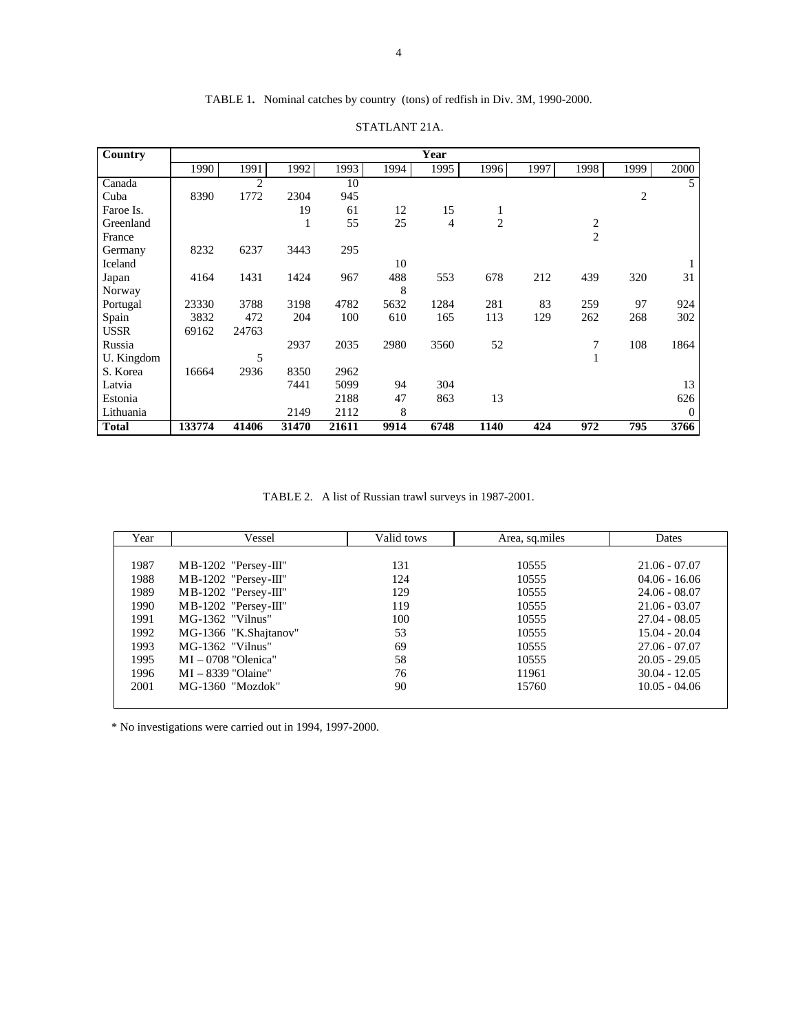TABLE 1**.** Nominal catches by country (tons) of redfish in Div. 3M, 1990-2000.

STATLANT 21A.

| **Country** | **Year** | | | | | | | | | | |
|---|---|---|---|---|---|---|---|---|---|---|---|
| | 1990 | 1991 | 1992 | 1993 | 1994 | 1995 | 1996 | 1997 | 1998 | 1999 | 2000 |
| Canada | | 2 | | 10 | | | | | | | 5 |
| Cuba | 8390 | 1772 | 2304 | 945 | | | | | | 2 | |
| Faroe Is. | | | 19 | 61 | 12 | 15 | 1 | | | | |
| Greenland | | | 1 | 55 | 25 | 4 | 2 | | 2 | | |
| France | | | | | | | | | 2 | | |
| Germany | 8232 | 6237 | 3443 | 295 | | | | | | | |
| Iceland | | | | | 10 | | | | | | 1 |
| Japan | 4164 | 1431 | 1424 | 967 | 488 | 553 | 678 | 212 | 439 | 320 | 31 |
| Norway | | | | | 8 | | | | | | |
| Portugal | 23330 | 3788 | 3198 | 4782 | 5632 | 1284 | 281 | 83 | 259 | 97 | 924 |
| Spain | 3832 | 472 | 204 | 100 | 610 | 165 | 113 | 129 | 262 | 268 | 302 |
| USSR | 69162 | 24763 | | | | | | | | | |
| Russia | | | 2937 | 2035 | 2980 | 3560 | 52 | | 7 | 108 | 1864 |
| U. Kingdom | | 5 | | | | | | | 1 | | |
| S. Korea | 16664 | 2936 | 8350 | 2962 | | | | | | | |
| Latvia | | | 7441 | 5099 | 94 | 304 | | | | | 13 |
| Estonia | | | | 2188 | 47 | 863 | 13 | | | | 626 |
| Lithuania | | | 2149 | 2112 | 8 | | | | | | 0 |
| **Total** | **133774** | **41406** | **31470** | **21611** | **9914** | **6748** | **1140** | **424** | **972** | **795** | **3766** |

TABLE 2. A list of Russian trawl surveys in 1987-2001.

| Year | Vessel | Valid tows | Area, sq.miles | Dates |
|---|---|---|---|---|
| 1987 | MB-1202 "Persey-III" | 131 | 10555 | 21.06 - 07.07 |
| 1988 | MB-1202 "Persey-III" | 124 | 10555 | 04.06 - 16.06 |
| 1989 | MB-1202 "Persey-III" | 129 | 10555 | 24.06 - 08.07 |
| 1990 | MB-1202 "Persey-III" | 119 | 10555 | 21.06 - 03.07 |
| 1991 | MG-1362 "Vilnus" | 100 | 10555 | 27.04 - 08.05 |
| 1992 | MG-1366 "K.Shajtanov" | 53 | 10555 | 15.04 - 20.04 |
| 1993 | MG-1362 "Vilnus" | 69 | 10555 | 27.06 - 07.07 |
| 1995 | MI – 0708 "Olenica" | 58 | 10555 | 20.05 - 29.05 |
| 1996 | MI – 8339 "Olaine" | 76 | 11961 | 30.04 - 12.05 |
| 2001 | MG-1360 "Mozdok" | 90 | 15760 | 10.05 - 04.06 |

* No investigations were carried out in 1994, 1997-2000.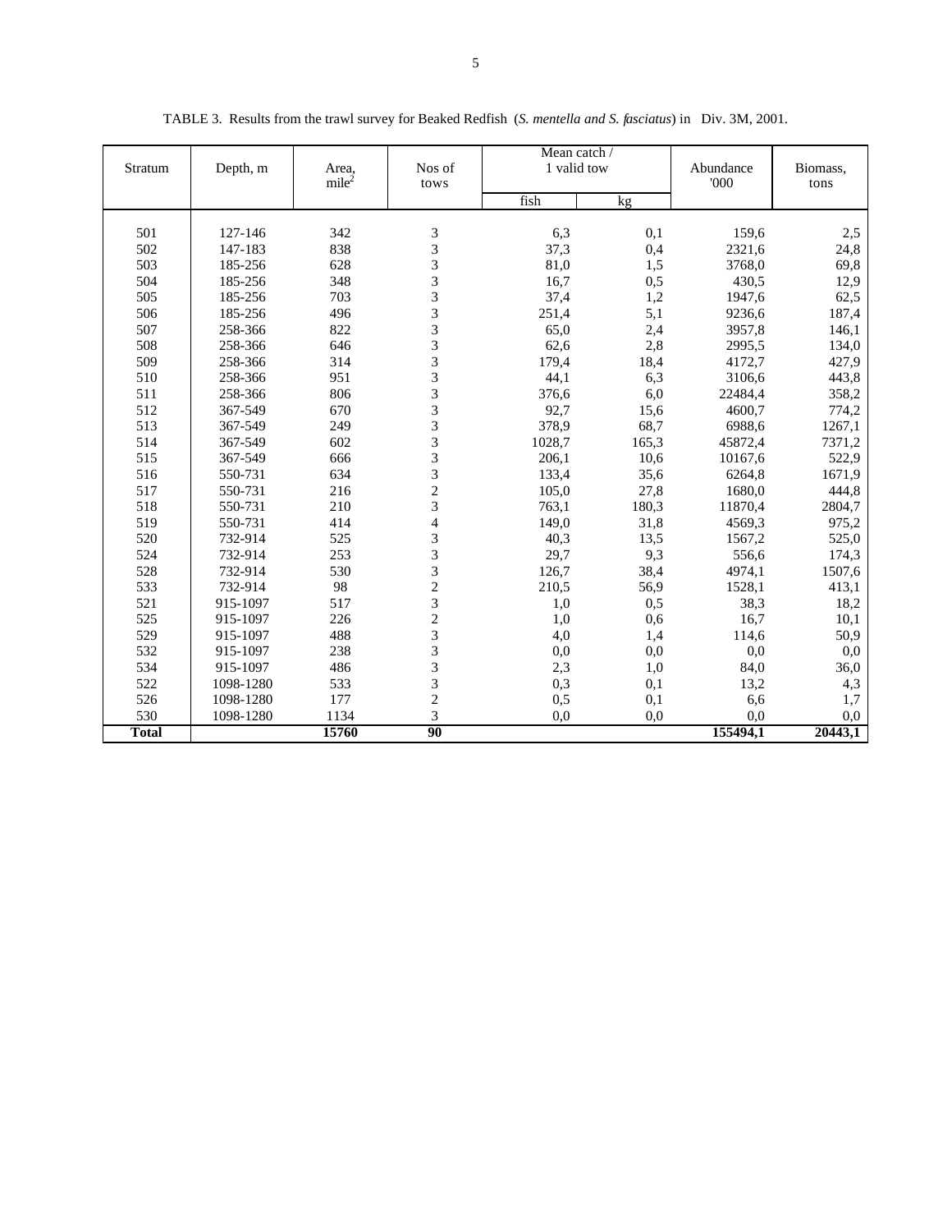TABLE 3. Results from the trawl survey for Beaked Redfish (*S. mentella and S. fasciatus*) in Div. 3M, 2001.

| Stratum | Depth, m | Area, mile$^2$ | Nos of tows | Mean catch / 1 valid tow | | Abundance '000 | Biomass, tons |
|---|---|---|---|---|---|---|---|
| | | | | fish | kg | | |
| 501 | 127-146 | 342 | 3 | 6,3 | 0,1 | 159,6 | 2,5 |
| 502 | 147-183 | 838 | 3 | 37,3 | 0,4 | 2321,6 | 24,8 |
| 503 | 185-256 | 628 | 3 | 81,0 | 1,5 | 3768,0 | 69,8 |
| 504 | 185-256 | 348 | 3 | 16,7 | 0,5 | 430,5 | 12,9 |
| 505 | 185-256 | 703 | 3 | 37,4 | 1,2 | 1947,6 | 62,5 |
| 506 | 185-256 | 496 | 3 | 251,4 | 5,1 | 9236,6 | 187,4 |
| 507 | 258-366 | 822 | 3 | 65,0 | 2,4 | 3957,8 | 146,1 |
| 508 | 258-366 | 646 | 3 | 62,6 | 2,8 | 2995,5 | 134,0 |
| 509 | 258-366 | 314 | 3 | 179,4 | 18,4 | 4172,7 | 427,9 |
| 510 | 258-366 | 951 | 3 | 44,1 | 6,3 | 3106,6 | 443,8 |
| 511 | 258-366 | 806 | 3 | 376,6 | 6,0 | 22484,4 | 358,2 |
| 512 | 367-549 | 670 | 3 | 92,7 | 15,6 | 4600,7 | 774,2 |
| 513 | 367-549 | 249 | 3 | 378,9 | 68,7 | 6988,6 | 1267,1 |
| 514 | 367-549 | 602 | 3 | 1028,7 | 165,3 | 45872,4 | 7371,2 |
| 515 | 367-549 | 666 | 3 | 206,1 | 10,6 | 10167,6 | 522,9 |
| 516 | 550-731 | 634 | 3 | 133,4 | 35,6 | 6264,8 | 1671,9 |
| 517 | 550-731 | 216 | 2 | 105,0 | 27,8 | 1680,0 | 444,8 |
| 518 | 550-731 | 210 | 3 | 763,1 | 180,3 | 11870,4 | 2804,7 |
| 519 | 550-731 | 414 | 4 | 149,0 | 31,8 | 4569,3 | 975,2 |
| 520 | 732-914 | 525 | 3 | 40,3 | 13,5 | 1567,2 | 525,0 |
| 524 | 732-914 | 253 | 3 | 29,7 | 9,3 | 556,6 | 174,3 |
| 528 | 732-914 | 530 | 3 | 126,7 | 38,4 | 4974,1 | 1507,6 |
| 533 | 732-914 | 98 | 2 | 210,5 | 56,9 | 1528,1 | 413,1 |
| 521 | 915-1097 | 517 | 3 | 1,0 | 0,5 | 38,3 | 18,2 |
| 525 | 915-1097 | 226 | 2 | 1,0 | 0,6 | 16,7 | 10,1 |
| 529 | 915-1097 | 488 | 3 | 4,0 | 1,4 | 114,6 | 50,9 |
| 532 | 915-1097 | 238 | 3 | 0,0 | 0,0 | 0,0 | 0,0 |
| 534 | 915-1097 | 486 | 3 | 2,3 | 1,0 | 84,0 | 36,0 |
| 522 | 1098-1280 | 533 | 3 | 0,3 | 0,1 | 13,2 | 4,3 |
| 526 | 1098-1280 | 177 | 2 | 0,5 | 0,1 | 6,6 | 1,7 |
| 530 | 1098-1280 | 1134 | 3 | 0,0 | 0,0 | 0,0 | 0,0 |
| **Total** | | **15760** | **90** | | | **155494,1** | **20443,1** |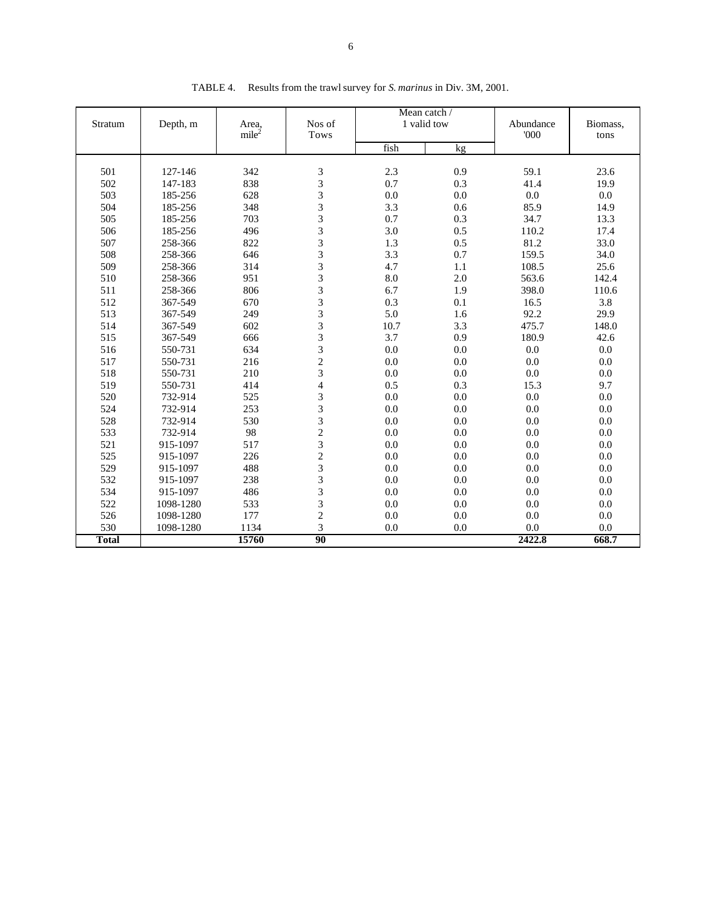TABLE 4. Results from the trawl survey for *S. marinus* in Div. 3M, 2001.

| Stratum | Depth, m | Area, $mile^2$ | Nos of Tows | Mean catch / 1 valid tow | | Abundance '000 | Biomass, tons |
|---|---|---|---|---|---|---|---|
| | | | | fish | kg | | |
| 501 | 127-146 | 342 | 3 | 2.3 | 0.9 | 59.1 | 23.6 |
| 502 | 147-183 | 838 | 3 | 0.7 | 0.3 | 41.4 | 19.9 |
| 503 | 185-256 | 628 | 3 | 0.0 | 0.0 | 0.0 | 0.0 |
| 504 | 185-256 | 348 | 3 | 3.3 | 0.6 | 85.9 | 14.9 |
| 505 | 185-256 | 703 | 3 | 0.7 | 0.3 | 34.7 | 13.3 |
| 506 | 185-256 | 496 | 3 | 3.0 | 0.5 | 110.2 | 17.4 |
| 507 | 258-366 | 822 | 3 | 1.3 | 0.5 | 81.2 | 33.0 |
| 508 | 258-366 | 646 | 3 | 3.3 | 0.7 | 159.5 | 34.0 |
| 509 | 258-366 | 314 | 3 | 4.7 | 1.1 | 108.5 | 25.6 |
| 510 | 258-366 | 951 | 3 | 8.0 | 2.0 | 563.6 | 142.4 |
| 511 | 258-366 | 806 | 3 | 6.7 | 1.9 | 398.0 | 110.6 |
| 512 | 367-549 | 670 | 3 | 0.3 | 0.1 | 16.5 | 3.8 |
| 513 | 367-549 | 249 | 3 | 5.0 | 1.6 | 92.2 | 29.9 |
| 514 | 367-549 | 602 | 3 | 10.7 | 3.3 | 475.7 | 148.0 |
| 515 | 367-549 | 666 | 3 | 3.7 | 0.9 | 180.9 | 42.6 |
| 516 | 550-731 | 634 | 3 | 0.0 | 0.0 | 0.0 | 0.0 |
| 517 | 550-731 | 216 | 2 | 0.0 | 0.0 | 0.0 | 0.0 |
| 518 | 550-731 | 210 | 3 | 0.0 | 0.0 | 0.0 | 0.0 |
| 519 | 550-731 | 414 | 4 | 0.5 | 0.3 | 15.3 | 9.7 |
| 520 | 732-914 | 525 | 3 | 0.0 | 0.0 | 0.0 | 0.0 |
| 524 | 732-914 | 253 | 3 | 0.0 | 0.0 | 0.0 | 0.0 |
| 528 | 732-914 | 530 | 3 | 0.0 | 0.0 | 0.0 | 0.0 |
| 533 | 732-914 | 98 | 2 | 0.0 | 0.0 | 0.0 | 0.0 |
| 521 | 915-1097 | 517 | 3 | 0.0 | 0.0 | 0.0 | 0.0 |
| 525 | 915-1097 | 226 | 2 | 0.0 | 0.0 | 0.0 | 0.0 |
| 529 | 915-1097 | 488 | 3 | 0.0 | 0.0 | 0.0 | 0.0 |
| 532 | 915-1097 | 238 | 3 | 0.0 | 0.0 | 0.0 | 0.0 |
| 534 | 915-1097 | 486 | 3 | 0.0 | 0.0 | 0.0 | 0.0 |
| 522 | 1098-1280 | 533 | 3 | 0.0 | 0.0 | 0.0 | 0.0 |
| 526 | 1098-1280 | 177 | 2 | 0.0 | 0.0 | 0.0 | 0.0 |
| 530 | 1098-1280 | 1134 | 3 | 0.0 | 0.0 | 0.0 | 0.0 |
| **Total** | | **15760** | **90** | | | **2422.8** | **668.7** |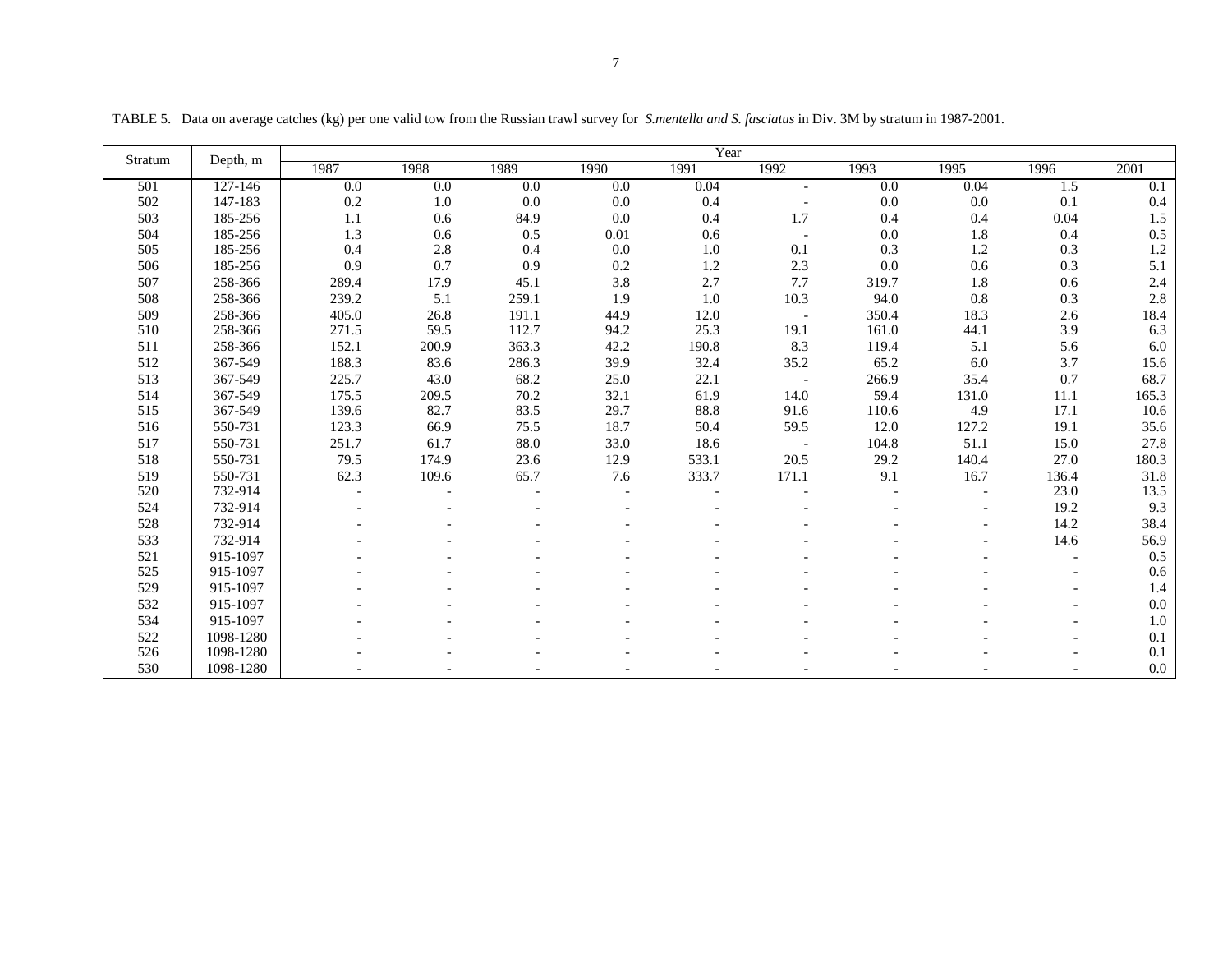TABLE 5. Data on average catches (kg) per one valid tow from the Russian trawl survey for *S.mentella and S. fasciatus* in Div. 3M by stratum in 1987-2001.

| Stratum | Depth, m | Year | | | | | | | | | |
|---|---|---|---|---|---|---|---|---|---|---|---|
| | | 1987 | 1988 | 1989 | 1990 | 1991 | 1992 | 1993 | 1995 | 1996 | 2001 |
| 501 | 127-146 | 0.0 | 0.0 | 0.0 | 0.0 | 0.04 | - | 0.0 | 0.04 | 1.5 | 0.1 |
| 502 | 147-183 | 0.2 | 1.0 | 0.0 | 0.0 | 0.4 | - | 0.0 | 0.0 | 0.1 | 0.4 |
| 503 | 185-256 | 1.1 | 0.6 | 84.9 | 0.0 | 0.4 | 1.7 | 0.4 | 0.4 | 0.04 | 1.5 |
| 504 | 185-256 | 1.3 | 0.6 | 0.5 | 0.01 | 0.6 | - | 0.0 | 1.8 | 0.4 | 0.5 |
| 505 | 185-256 | 0.4 | 2.8 | 0.4 | 0.0 | 1.0 | 0.1 | 0.3 | 1.2 | 0.3 | 1.2 |
| 506 | 185-256 | 0.9 | 0.7 | 0.9 | 0.2 | 1.2 | 2.3 | 0.0 | 0.6 | 0.3 | 5.1 |
| 507 | 258-366 | 289.4 | 17.9 | 45.1 | 3.8 | 2.7 | 7.7 | 319.7 | 1.8 | 0.6 | 2.4 |
| 508 | 258-366 | 239.2 | 5.1 | 259.1 | 1.9 | 1.0 | 10.3 | 94.0 | 0.8 | 0.3 | 2.8 |
| 509 | 258-366 | 405.0 | 26.8 | 191.1 | 44.9 | 12.0 | - | 350.4 | 18.3 | 2.6 | 18.4 |
| 510 | 258-366 | 271.5 | 59.5 | 112.7 | 94.2 | 25.3 | 19.1 | 161.0 | 44.1 | 3.9 | 6.3 |
| 511 | 258-366 | 152.1 | 200.9 | 363.3 | 42.2 | 190.8 | 8.3 | 119.4 | 5.1 | 5.6 | 6.0 |
| 512 | 367-549 | 188.3 | 83.6 | 286.3 | 39.9 | 32.4 | 35.2 | 65.2 | 6.0 | 3.7 | 15.6 |
| 513 | 367-549 | 225.7 | 43.0 | 68.2 | 25.0 | 22.1 | - | 266.9 | 35.4 | 0.7 | 68.7 |
| 514 | 367-549 | 175.5 | 209.5 | 70.2 | 32.1 | 61.9 | 14.0 | 59.4 | 131.0 | 11.1 | 165.3 |
| 515 | 367-549 | 139.6 | 82.7 | 83.5 | 29.7 | 88.8 | 91.6 | 110.6 | 4.9 | 17.1 | 10.6 |
| 516 | 550-731 | 123.3 | 66.9 | 75.5 | 18.7 | 50.4 | 59.5 | 12.0 | 127.2 | 19.1 | 35.6 |
| 517 | 550-731 | 251.7 | 61.7 | 88.0 | 33.0 | 18.6 | - | 104.8 | 51.1 | 15.0 | 27.8 |
| 518 | 550-731 | 79.5 | 174.9 | 23.6 | 12.9 | 533.1 | 20.5 | 29.2 | 140.4 | 27.0 | 180.3 |
| 519 | 550-731 | 62.3 | 109.6 | 65.7 | 7.6 | 333.7 | 171.1 | 9.1 | 16.7 | 136.4 | 31.8 |
| 520 | 732-914 | - | - | - | - | - | - | - | - | 23.0 | 13.5 |
| 524 | 732-914 | - | - | - | - | - | - | - | - | 19.2 | 9.3 |
| 528 | 732-914 | - | - | - | - | - | - | - | - | 14.2 | 38.4 |
| 533 | 732-914 | - | - | - | - | - | - | - | - | 14.6 | 56.9 |
| 521 | 915-1097 | - | - | - | - | - | - | - | - | - | 0.5 |
| 525 | 915-1097 | - | - | - | - | - | - | - | - | - | 0.6 |
| 529 | 915-1097 | - | - | - | - | - | - | - | - | - | 1.4 |
| 532 | 915-1097 | - | - | - | - | - | - | - | - | - | 0.0 |
| 534 | 915-1097 | - | - | - | - | - | - | - | - | - | 1.0 |
| 522 | 1098-1280 | - | - | - | - | - | - | - | - | - | 0.1 |
| 526 | 1098-1280 | - | - | - | - | - | - | - | - | - | 0.1 |
| 530 | 1098-1280 | - | - | - | - | - | - | - | - | - | 0.0 |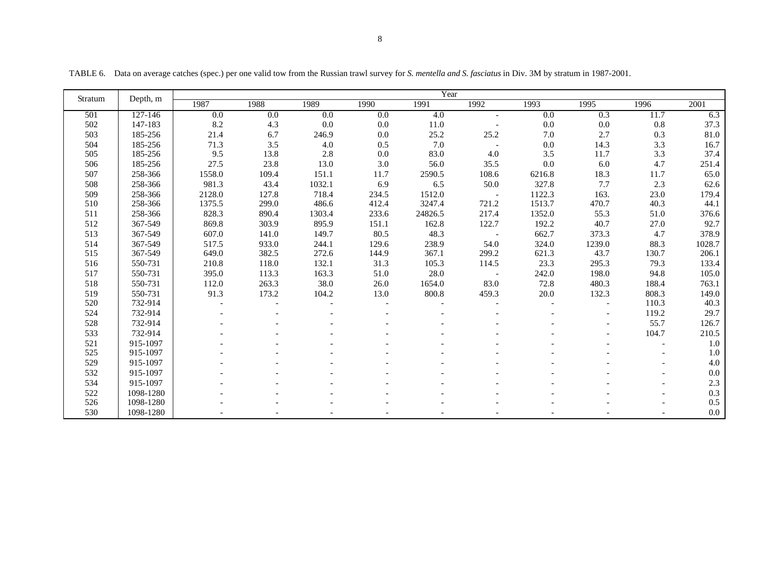TABLE 6. Data on average catches (spec.) per one valid tow from the Russian trawl survey for *S. mentella and S. fasciatus* in Div. 3M by stratum in 1987-2001.

| Stratum | Depth, m | Year | | | | | | | | | |
|---|---|---|---|---|---|---|---|---|---|---|---|
| | | 1987 | 1988 | 1989 | 1990 | 1991 | 1992 | 1993 | 1995 | 1996 | 2001 |
| 501 | 127-146 | 0.0 | 0.0 | 0.0 | 0.0 | 4.0 | - | 0.0 | 0.3 | 11.7 | 6.3 |
| 502 | 147-183 | 8.2 | 4.3 | 0.0 | 0.0 | 11.0 | - | 0.0 | 0.0 | 0.8 | 37.3 |
| 503 | 185-256 | 21.4 | 6.7 | 246.9 | 0.0 | 25.2 | 25.2 | 7.0 | 2.7 | 0.3 | 81.0 |
| 504 | 185-256 | 71.3 | 3.5 | 4.0 | 0.5 | 7.0 | - | 0.0 | 14.3 | 3.3 | 16.7 |
| 505 | 185-256 | 9.5 | 13.8 | 2.8 | 0.0 | 83.0 | 4.0 | 3.5 | 11.7 | 3.3 | 37.4 |
| 506 | 185-256 | 27.5 | 23.8 | 13.0 | 3.0 | 56.0 | 35.5 | 0.0 | 6.0 | 4.7 | 251.4 |
| 507 | 258-366 | 1558.0 | 109.4 | 151.1 | 11.7 | 2590.5 | 108.6 | 6216.8 | 18.3 | 11.7 | 65.0 |
| 508 | 258-366 | 981.3 | 43.4 | 1032.1 | 6.9 | 6.5 | 50.0 | 327.8 | 7.7 | 2.3 | 62.6 |
| 509 | 258-366 | 2128.0 | 127.8 | 718.4 | 234.5 | 1512.0 | - | 1122.3 | 163. | 23.0 | 179.4 |
| 510 | 258-366 | 1375.5 | 299.0 | 486.6 | 412.4 | 3247.4 | 721.2 | 1513.7 | 470.7 | 40.3 | 44.1 |
| 511 | 258-366 | 828.3 | 890.4 | 1303.4 | 233.6 | 24826.5 | 217.4 | 1352.0 | 55.3 | 51.0 | 376.6 |
| 512 | 367-549 | 869.8 | 303.9 | 895.9 | 151.1 | 162.8 | 122.7 | 192.2 | 40.7 | 27.0 | 92.7 |
| 513 | 367-549 | 607.0 | 141.0 | 149.7 | 80.5 | 48.3 | - | 662.7 | 373.3 | 4.7 | 378.9 |
| 514 | 367-549 | 517.5 | 933.0 | 244.1 | 129.6 | 238.9 | 54.0 | 324.0 | 1239.0 | 88.3 | 1028.7 |
| 515 | 367-549 | 649.0 | 382.5 | 272.6 | 144.9 | 367.1 | 299.2 | 621.3 | 43.7 | 130.7 | 206.1 |
| 516 | 550-731 | 210.8 | 118.0 | 132.1 | 31.3 | 105.3 | 114.5 | 23.3 | 295.3 | 79.3 | 133.4 |
| 517 | 550-731 | 395.0 | 113.3 | 163.3 | 51.0 | 28.0 | - | 242.0 | 198.0 | 94.8 | 105.0 |
| 518 | 550-731 | 112.0 | 263.3 | 38.0 | 26.0 | 1654.0 | 83.0 | 72.8 | 480.3 | 188.4 | 763.1 |
| 519 | 550-731 | 91.3 | 173.2 | 104.2 | 13.0 | 800.8 | 459.3 | 20.0 | 132.3 | 808.3 | 149.0 |
| 520 | 732-914 | - | - | - | - | - | - | - | - | 110.3 | 40.3 |
| 524 | 732-914 | - | - | - | - | - | - | - | - | 119.2 | 29.7 |
| 528 | 732-914 | - | - | - | - | - | - | - | - | 55.7 | 126.7 |
| 533 | 732-914 | - | - | - | - | - | - | - | - | 104.7 | 210.5 |
| 521 | 915-1097 | - | - | - | - | - | - | - | - | - | 1.0 |
| 525 | 915-1097 | - | - | - | - | - | - | - | - | - | 1.0 |
| 529 | 915-1097 | - | - | - | - | - | - | - | - | - | 4.0 |
| 532 | 915-1097 | - | - | - | - | - | - | - | - | - | 0.0 |
| 534 | 915-1097 | - | - | - | - | - | - | - | - | - | 2.3 |
| 522 | 1098-1280 | - | - | - | - | - | - | - | - | - | 0.3 |
| 526 | 1098-1280 | - | - | - | - | - | - | - | - | - | 0.5 |
| 530 | 1098-1280 | - | - | - | - | - | - | - | - | - | 0.0 |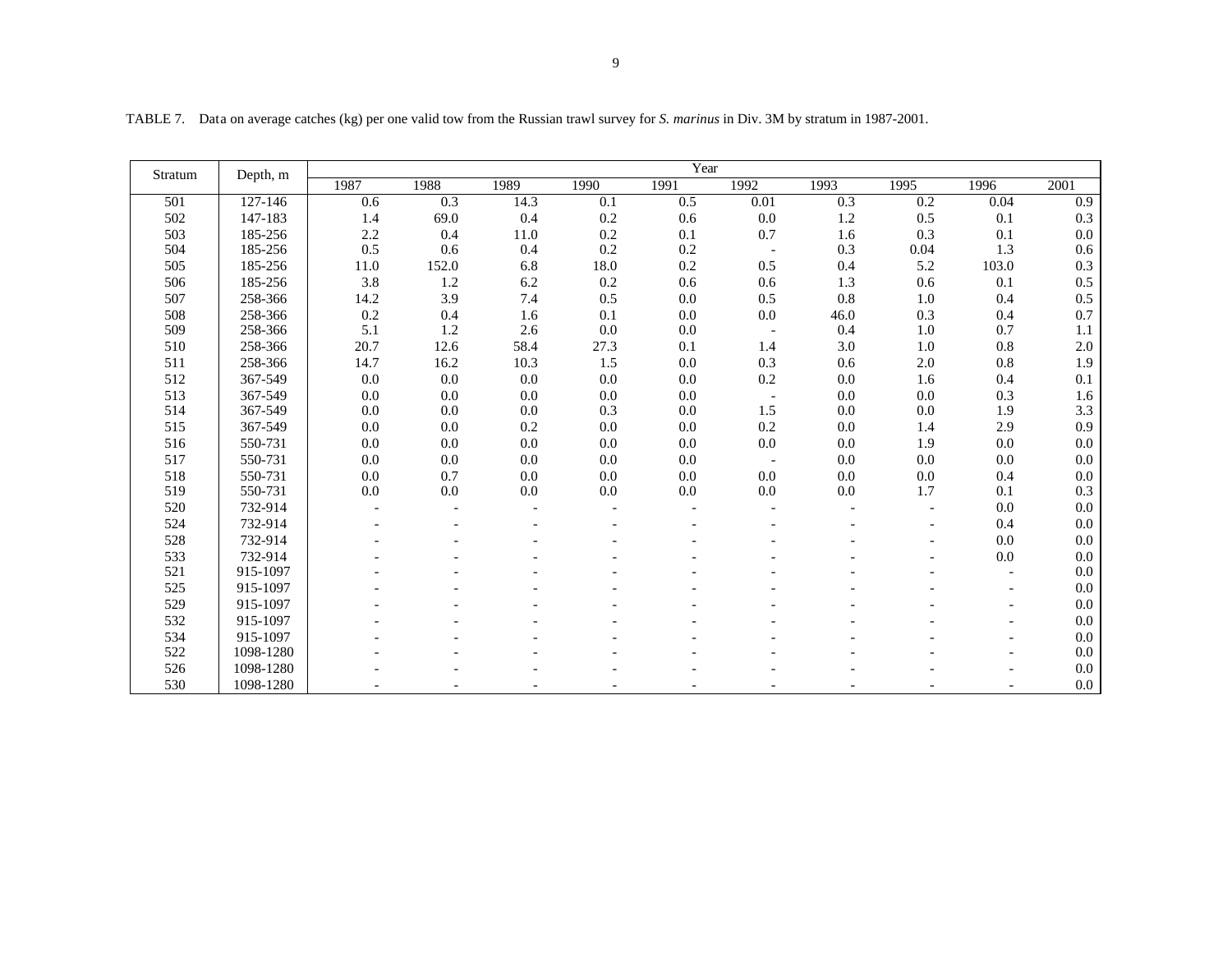TABLE 7. Data on average catches (kg) per one valid tow from the Russian trawl survey for *S. marinus* in Div. 3M by stratum in 1987-2001.

| Stratum | Depth, m | Year | | | | | | | | | |
|---|---|---|---|---|---|---|---|---|---|---|---|
| | | 1987 | 1988 | 1989 | 1990 | 1991 | 1992 | 1993 | 1995 | 1996 | 2001 |
| 501 | 127-146 | 0.6 | 0.3 | 14.3 | 0.1 | 0.5 | 0.01 | 0.3 | 0.2 | 0.04 | 0.9 |
| 502 | 147-183 | 1.4 | 69.0 | 0.4 | 0.2 | 0.6 | 0.0 | 1.2 | 0.5 | 0.1 | 0.3 |
| 503 | 185-256 | 2.2 | 0.4 | 11.0 | 0.2 | 0.1 | 0.7 | 1.6 | 0.3 | 0.1 | 0.0 |
| 504 | 185-256 | 0.5 | 0.6 | 0.4 | 0.2 | 0.2 | - | 0.3 | 0.04 | 1.3 | 0.6 |
| 505 | 185-256 | 11.0 | 152.0 | 6.8 | 18.0 | 0.2 | 0.5 | 0.4 | 5.2 | 103.0 | 0.3 |
| 506 | 185-256 | 3.8 | 1.2 | 6.2 | 0.2 | 0.6 | 0.6 | 1.3 | 0.6 | 0.1 | 0.5 |
| 507 | 258-366 | 14.2 | 3.9 | 7.4 | 0.5 | 0.0 | 0.5 | 0.8 | 1.0 | 0.4 | 0.5 |
| 508 | 258-366 | 0.2 | 0.4 | 1.6 | 0.1 | 0.0 | 0.0 | 46.0 | 0.3 | 0.4 | 0.7 |
| 509 | 258-366 | 5.1 | 1.2 | 2.6 | 0.0 | 0.0 | - | 0.4 | 1.0 | 0.7 | 1.1 |
| 510 | 258-366 | 20.7 | 12.6 | 58.4 | 27.3 | 0.1 | 1.4 | 3.0 | 1.0 | 0.8 | 2.0 |
| 511 | 258-366 | 14.7 | 16.2 | 10.3 | 1.5 | 0.0 | 0.3 | 0.6 | 2.0 | 0.8 | 1.9 |
| 512 | 367-549 | 0.0 | 0.0 | 0.0 | 0.0 | 0.0 | 0.2 | 0.0 | 1.6 | 0.4 | 0.1 |
| 513 | 367-549 | 0.0 | 0.0 | 0.0 | 0.0 | 0.0 | - | 0.0 | 0.0 | 0.3 | 1.6 |
| 514 | 367-549 | 0.0 | 0.0 | 0.0 | 0.3 | 0.0 | 1.5 | 0.0 | 0.0 | 1.9 | 3.3 |
| 515 | 367-549 | 0.0 | 0.0 | 0.2 | 0.0 | 0.0 | 0.2 | 0.0 | 1.4 | 2.9 | 0.9 |
| 516 | 550-731 | 0.0 | 0.0 | 0.0 | 0.0 | 0.0 | 0.0 | 0.0 | 1.9 | 0.0 | 0.0 |
| 517 | 550-731 | 0.0 | 0.0 | 0.0 | 0.0 | 0.0 | - | 0.0 | 0.0 | 0.0 | 0.0 |
| 518 | 550-731 | 0.0 | 0.7 | 0.0 | 0.0 | 0.0 | 0.0 | 0.0 | 0.0 | 0.4 | 0.0 |
| 519 | 550-731 | 0.0 | 0.0 | 0.0 | 0.0 | 0.0 | 0.0 | 0.0 | 1.7 | 0.1 | 0.3 |
| 520 | 732-914 | - | - | - | - | - | - | - | - | 0.0 | 0.0 |
| 524 | 732-914 | - | - | - | - | - | - | - | - | 0.4 | 0.0 |
| 528 | 732-914 | - | - | - | - | - | - | - | - | 0.0 | 0.0 |
| 533 | 732-914 | - | - | - | - | - | - | - | - | 0.0 | 0.0 |
| 521 | 915-1097 | - | - | - | - | - | - | - | - | - | 0.0 |
| 525 | 915-1097 | - | - | - | - | - | - | - | - | - | 0.0 |
| 529 | 915-1097 | - | - | - | - | - | - | - | - | - | 0.0 |
| 532 | 915-1097 | - | - | - | - | - | - | - | - | - | 0.0 |
| 534 | 915-1097 | - | - | - | - | - | - | - | - | - | 0.0 |
| 522 | 1098-1280 | - | - | - | - | - | - | - | - | - | 0.0 |
| 526 | 1098-1280 | - | - | - | - | - | - | - | - | - | 0.0 |
| 530 | 1098-1280 | - | - | - | - | - | - | - | - | - | 0.0 |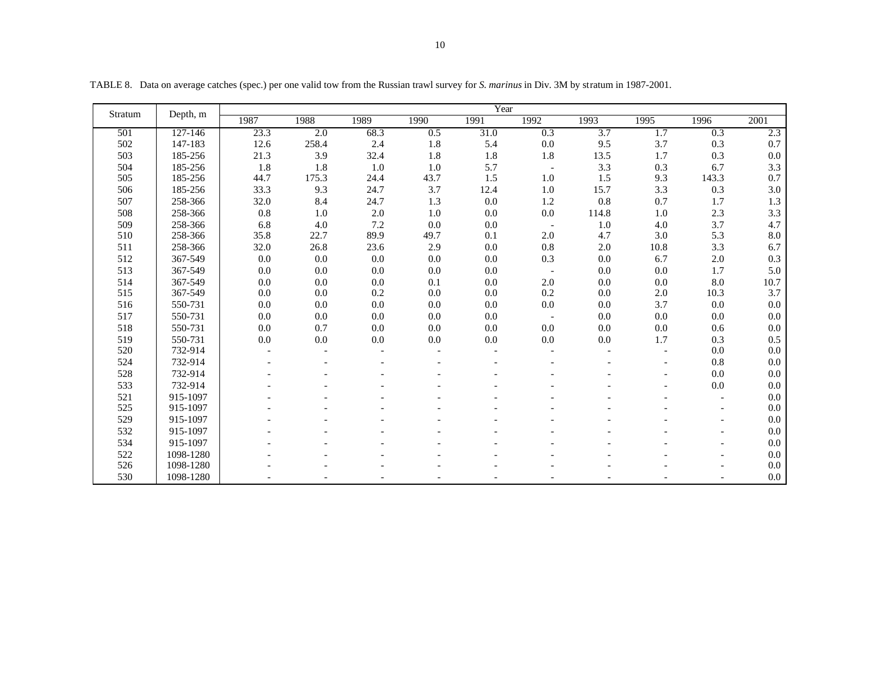TABLE 8. Data on average catches (spec.) per one valid tow from the Russian trawl survey for *S. marinus* in Div. 3M by stratum in 1987-2001.

| Stratum | Depth, m | Year | | | | | | | | | |
|---|---|---|---|---|---|---|---|---|---|---|---|
| | | 1987 | 1988 | 1989 | 1990 | 1991 | 1992 | 1993 | 1995 | 1996 | 2001 |
| 501 | 127-146 | 23.3 | 2.0 | 68.3 | 0.5 | 31.0 | 0.3 | 3.7 | 1.7 | 0.3 | 2.3 |
| 502 | 147-183 | 12.6 | 258.4 | 2.4 | 1.8 | 5.4 | 0.0 | 9.5 | 3.7 | 0.3 | 0.7 |
| 503 | 185-256 | 21.3 | 3.9 | 32.4 | 1.8 | 1.8 | 1.8 | 13.5 | 1.7 | 0.3 | 0.0 |
| 504 | 185-256 | 1.8 | 1.8 | 1.0 | 1.0 | 5.7 | - | 3.3 | 0.3 | 6.7 | 3.3 |
| 505 | 185-256 | 44.7 | 175.3 | 24.4 | 43.7 | 1.5 | 1.0 | 1.5 | 9.3 | 143.3 | 0.7 |
| 506 | 185-256 | 33.3 | 9.3 | 24.7 | 3.7 | 12.4 | 1.0 | 15.7 | 3.3 | 0.3 | 3.0 |
| 507 | 258-366 | 32.0 | 8.4 | 24.7 | 1.3 | 0.0 | 1.2 | 0.8 | 0.7 | 1.7 | 1.3 |
| 508 | 258-366 | 0.8 | 1.0 | 2.0 | 1.0 | 0.0 | 0.0 | 114.8 | 1.0 | 2.3 | 3.3 |
| 509 | 258-366 | 6.8 | 4.0 | 7.2 | 0.0 | 0.0 | - | 1.0 | 4.0 | 3.7 | 4.7 |
| 510 | 258-366 | 35.8 | 22.7 | 89.9 | 49.7 | 0.1 | 2.0 | 4.7 | 3.0 | 5.3 | 8.0 |
| 511 | 258-366 | 32.0 | 26.8 | 23.6 | 2.9 | 0.0 | 0.8 | 2.0 | 10.8 | 3.3 | 6.7 |
| 512 | 367-549 | 0.0 | 0.0 | 0.0 | 0.0 | 0.0 | 0.3 | 0.0 | 6.7 | 2.0 | 0.3 |
| 513 | 367-549 | 0.0 | 0.0 | 0.0 | 0.0 | 0.0 | - | 0.0 | 0.0 | 1.7 | 5.0 |
| 514 | 367-549 | 0.0 | 0.0 | 0.0 | 0.1 | 0.0 | 2.0 | 0.0 | 0.0 | 8.0 | 10.7 |
| 515 | 367-549 | 0.0 | 0.0 | 0.2 | 0.0 | 0.0 | 0.2 | 0.0 | 2.0 | 10.3 | 3.7 |
| 516 | 550-731 | 0.0 | 0.0 | 0.0 | 0.0 | 0.0 | 0.0 | 0.0 | 3.7 | 0.0 | 0.0 |
| 517 | 550-731 | 0.0 | 0.0 | 0.0 | 0.0 | 0.0 | - | 0.0 | 0.0 | 0.0 | 0.0 |
| 518 | 550-731 | 0.0 | 0.7 | 0.0 | 0.0 | 0.0 | 0.0 | 0.0 | 0.0 | 0.6 | 0.0 |
| 519 | 550-731 | 0.0 | 0.0 | 0.0 | 0.0 | 0.0 | 0.0 | 0.0 | 1.7 | 0.3 | 0.5 |
| 520 | 732-914 | - | - | - | - | - | - | - | - | 0.0 | 0.0 |
| 524 | 732-914 | - | - | - | - | - | - | - | - | 0.8 | 0.0 |
| 528 | 732-914 | - | - | - | - | - | - | - | - | 0.0 | 0.0 |
| 533 | 732-914 | - | - | - | - | - | - | - | - | 0.0 | 0.0 |
| 521 | 915-1097 | - | - | - | - | - | - | - | - | - | 0.0 |
| 525 | 915-1097 | - | - | - | - | - | - | - | - | - | 0.0 |
| 529 | 915-1097 | - | - | - | - | - | - | - | - | - | 0.0 |
| 532 | 915-1097 | - | - | - | - | - | - | - | - | - | 0.0 |
| 534 | 915-1097 | - | - | - | - | - | - | - | - | - | 0.0 |
| 522 | 1098-1280 | - | - | - | - | - | - | - | - | - | 0.0 |
| 526 | 1098-1280 | - | - | - | - | - | - | - | - | - | 0.0 |
| 530 | 1098-1280 | - | - | - | - | - | - | - | - | - | 0.0 |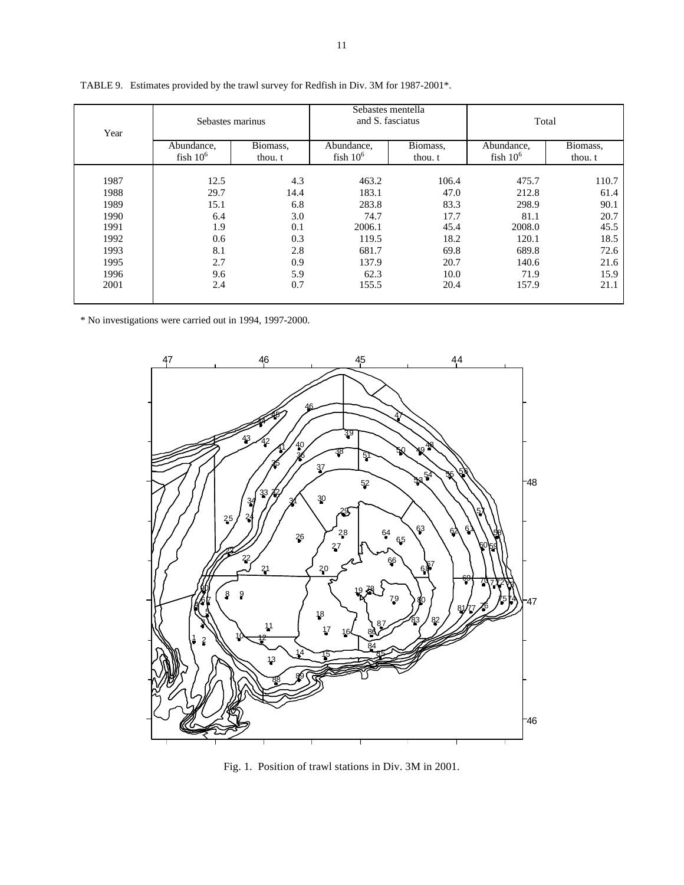TABLE 9. Estimates provided by the trawl survey for Redfish in Div. 3M for 1987-2001*.

| Year | Sebastes marinus | | Sebastes mentella and S. fasciatus | | Total | |
|---|---|---|---|---|---|---|
| | Abundance, fish $10^6$ | Biomass, thou. t | Abundance, fish $10^6$ | Biomass, thou. t | Abundance, fish $10^6$ | Biomass, thou. t |
| 1987 | 12.5 | 4.3 | 463.2 | 106.4 | 475.7 | 110.7 |
| 1988 | 29.7 | 14.4 | 183.1 | 47.0 | 212.8 | 61.4 |
| 1989 | 15.1 | 6.8 | 283.8 | 83.3 | 298.9 | 90.1 |
| 1990 | 6.4 | 3.0 | 74.7 | 17.7 | 81.1 | 20.7 |
| 1991 | 1.9 | 0.1 | 2006.1 | 45.4 | 2008.0 | 45.5 |
| 1992 | 0.6 | 0.3 | 119.5 | 18.2 | 120.1 | 18.5 |
| 1993 | 8.1 | 2.8 | 681.7 | 69.8 | 689.8 | 72.6 |
| 1995 | 2.7 | 0.9 | 137.9 | 20.7 | 140.6 | 21.6 |
| 1996 | 9.6 | 5.9 | 62.3 | 10.0 | 71.9 | 15.9 |
| 2001 | 2.4 | 0.7 | 155.5 | 20.4 | 157.9 | 21.1 |

* No investigations were carried out in 1994, 1997-2000.

Fig. 1. Position of trawl stations in Div. 3M in 2001.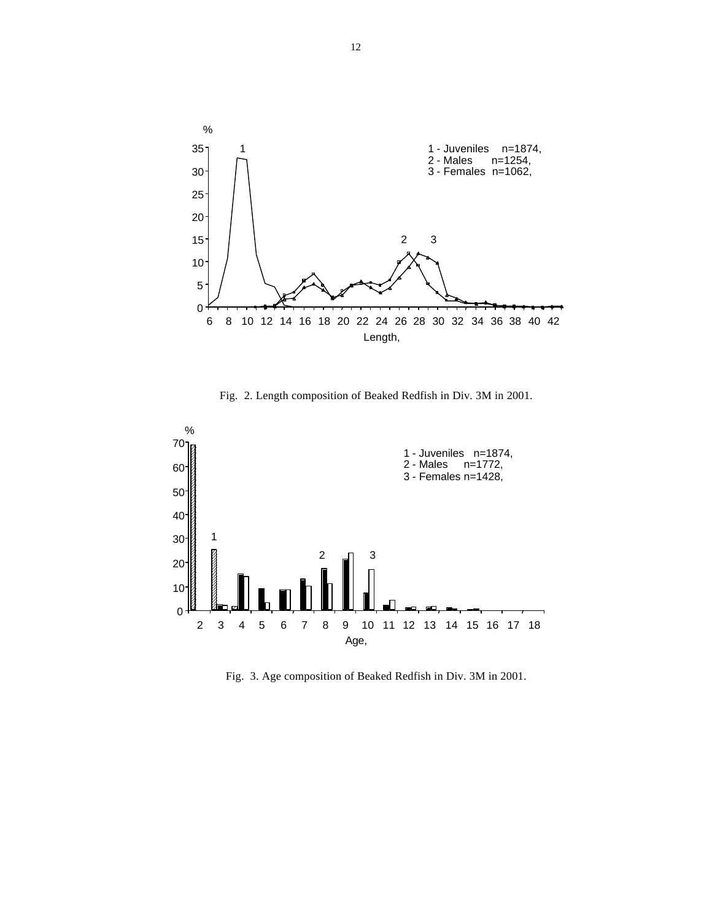Fig. 2. Length composition of Beaked Redfish in Div. 3M in 2001.

Fig. 3. Age composition of Beaked Redfish in Div. 3M in 2001.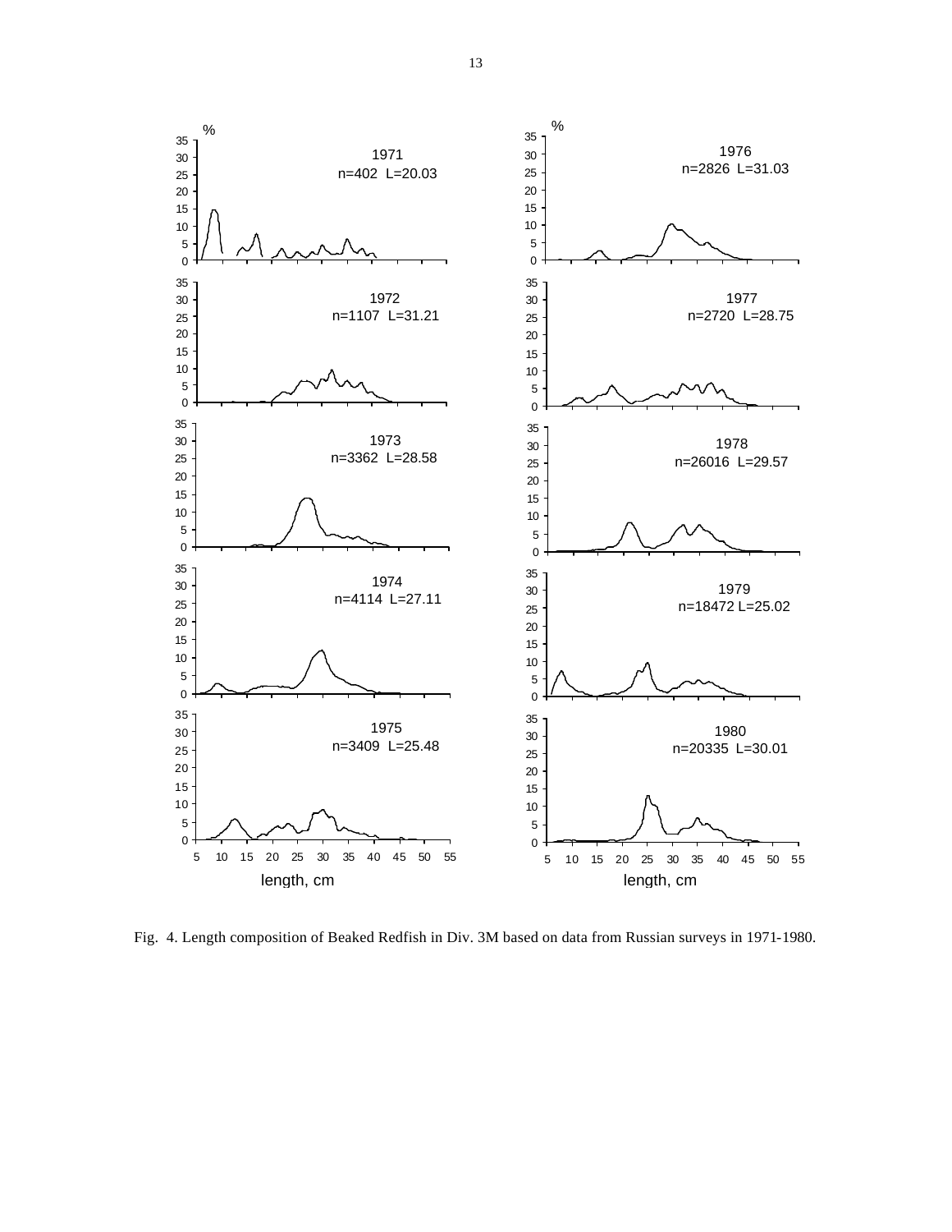Fig. 4. Length composition of Beaked Redfish in Div. 3M based on data from Russian surveys in 1971-1980.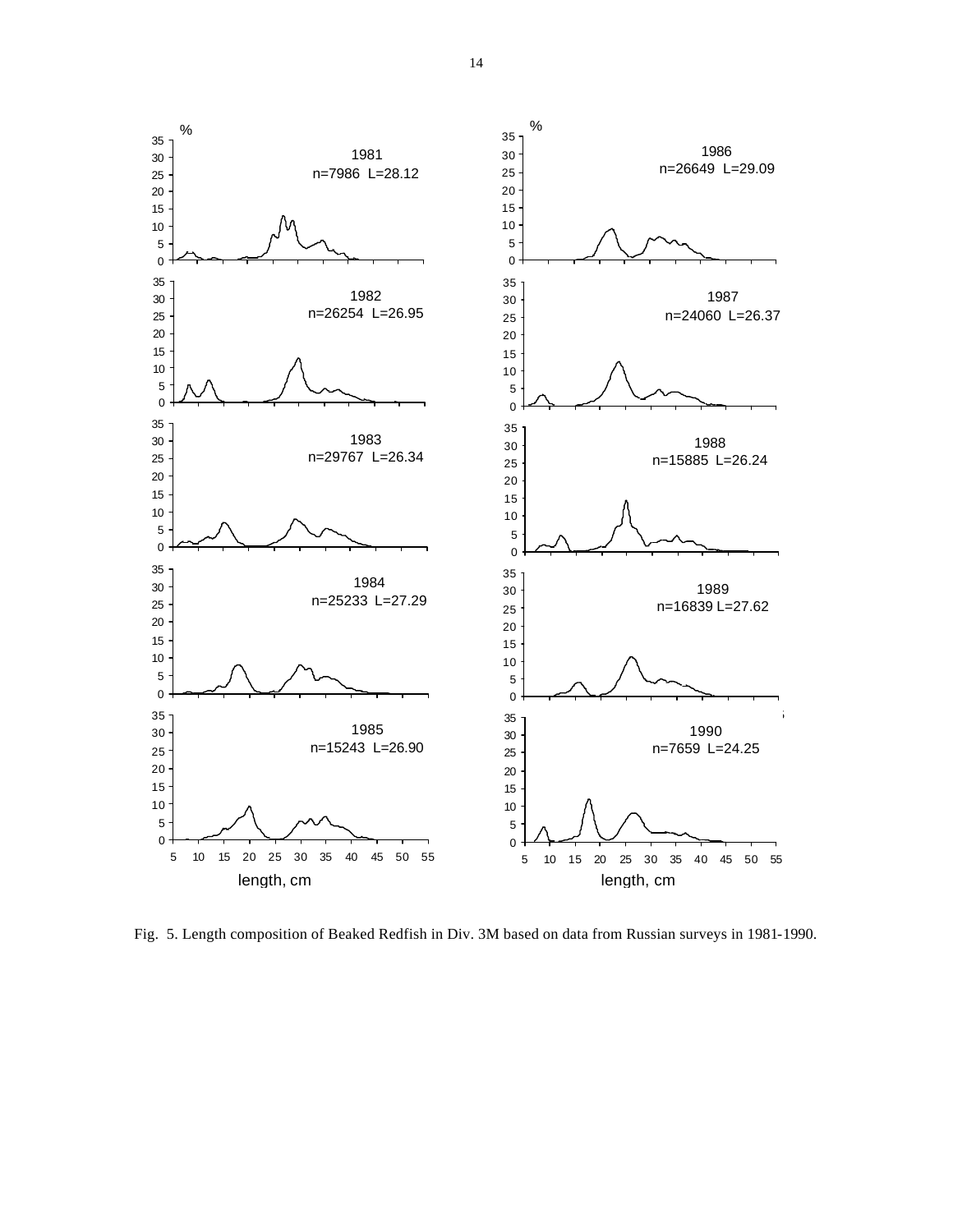Fig. 5. Length composition of Beaked Redfish in Div. 3M based on data from Russian surveys in 1981-1990.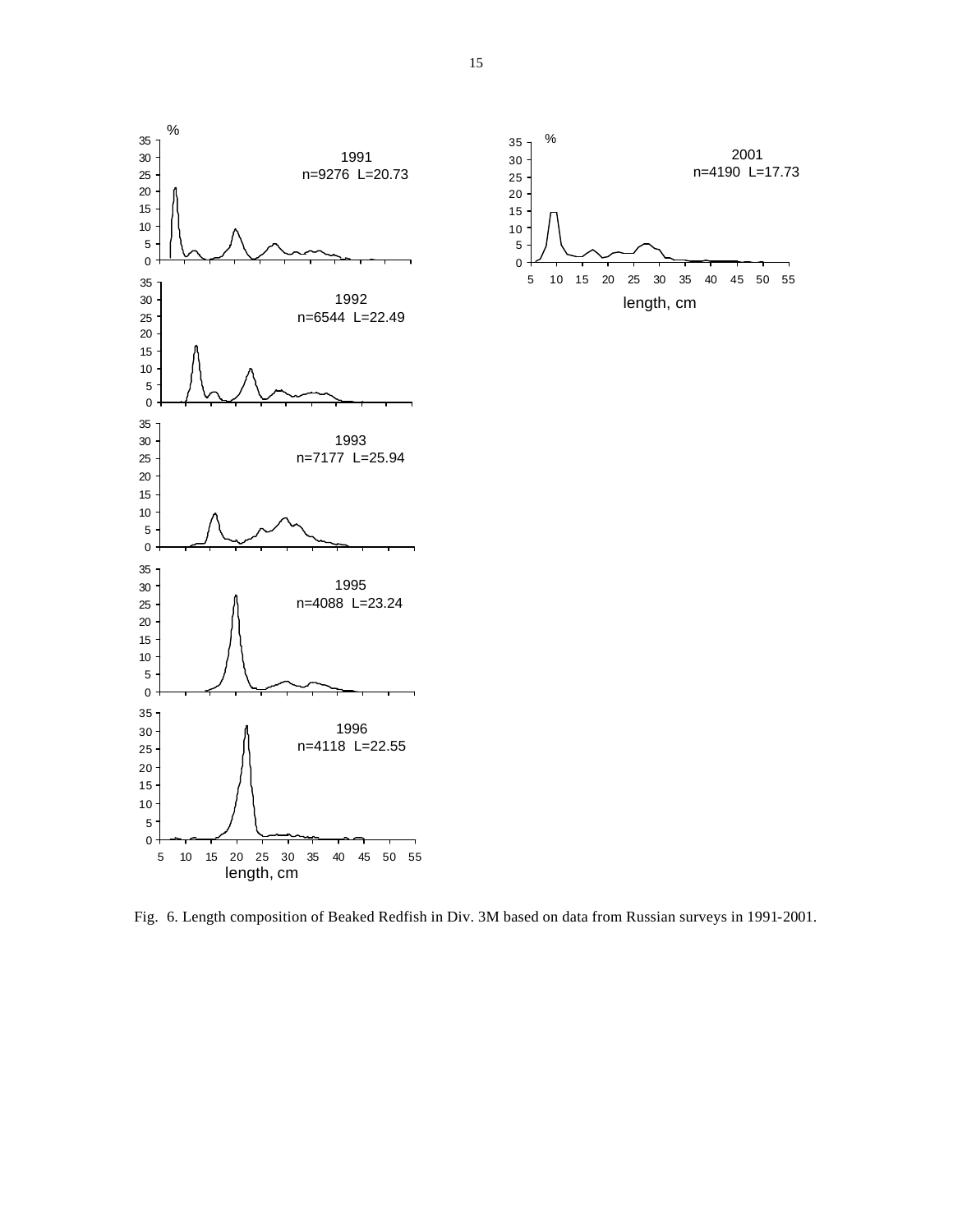Fig. 6. Length composition of Beaked Redfish in Div. 3M based on data from Russian surveys in 1991-2001.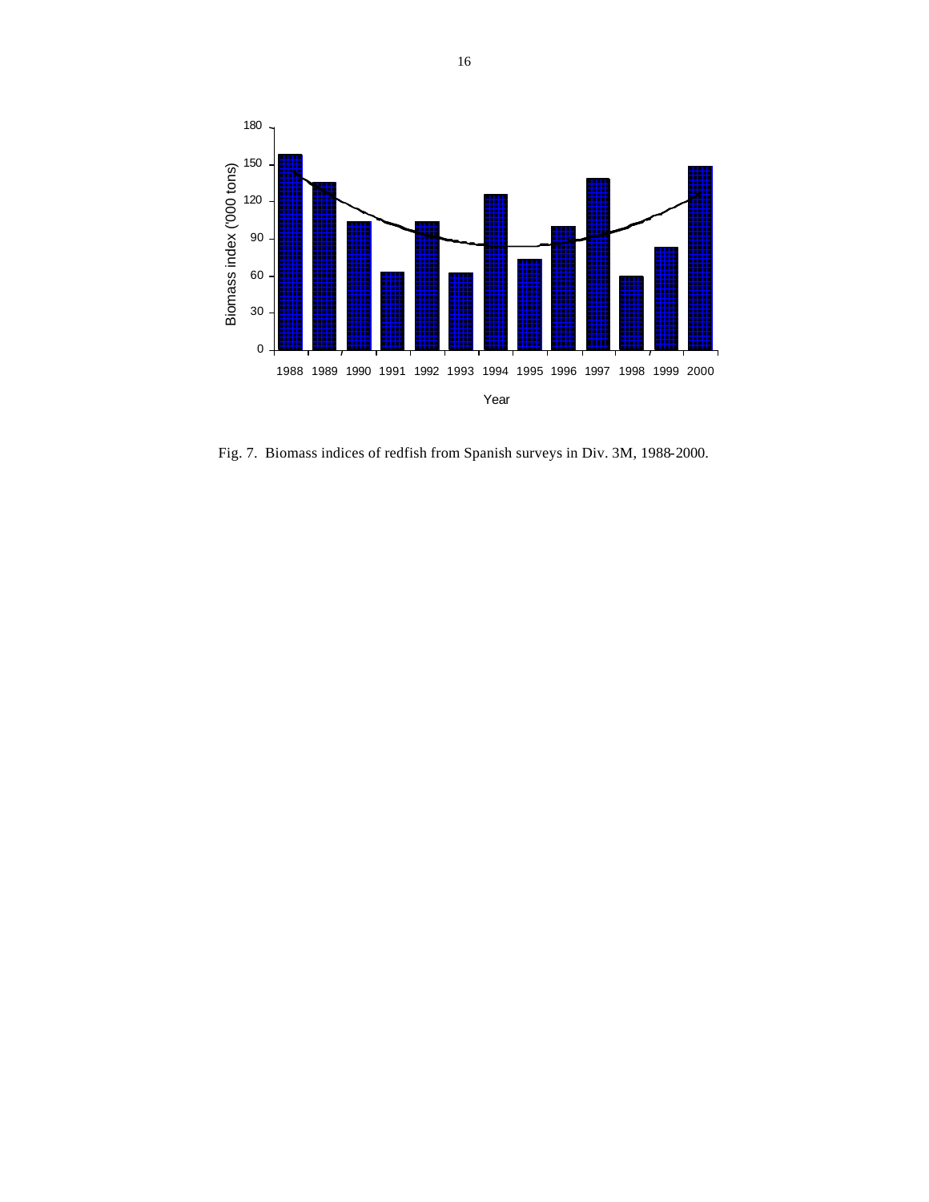180

150

120

90

60

30

0

Biomass index ('000 tons)

1988 1989 1990 1991 1992 1993 1994 1995 1996 1997 1998 1999 2000

Year

Fig. 7. Biomass indices of redfish from Spanish surveys in Div. 3M, 1988-2000.